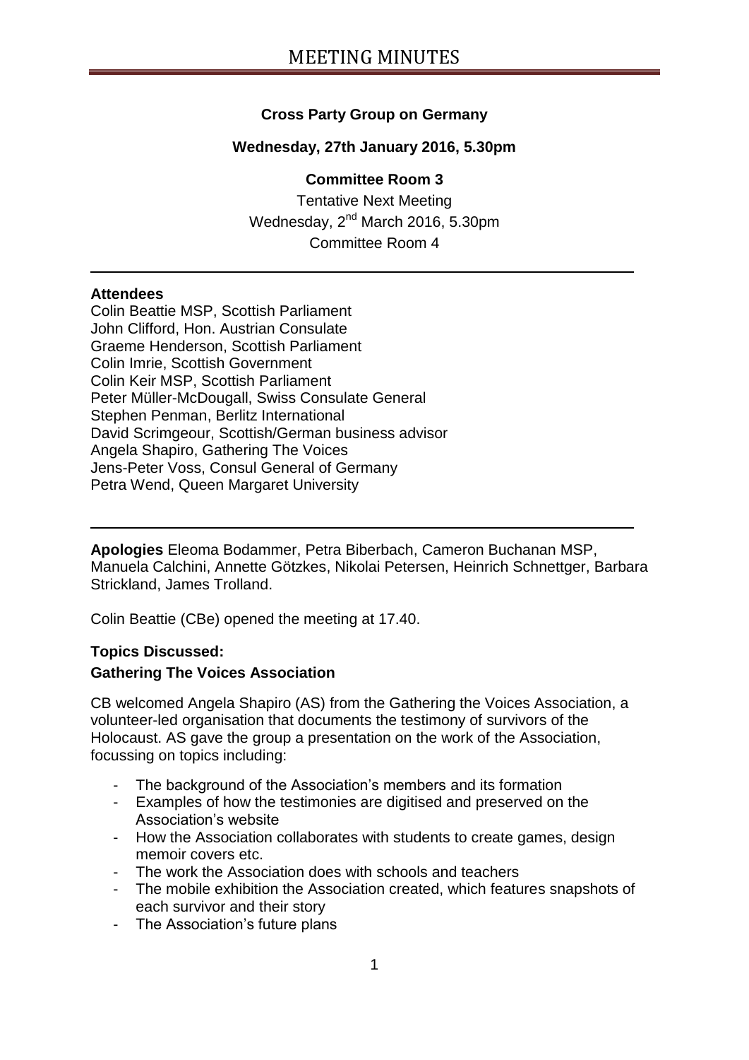# MEETING MINUTES

**Cross Party Group on Germany**

**Wednesday, 27th January 2016, 5.30pm**

**Committee Room 3**

Tentative Next Meeting
Wednesday, 2nd March 2016, 5.30pm
Committee Room 4

---

**Attendees**

Colin Beattie MSP, Scottish Parliament
John Clifford, Hon. Austrian Consulate
Graeme Henderson, Scottish Parliament
Colin Imrie, Scottish Government
Colin Keir MSP, Scottish Parliament
Peter Müller-McDougall, Swiss Consulate General
Stephen Penman, Berlitz International
David Scrimgeour, Scottish/German business advisor
Angela Shapiro, Gathering The Voices
Jens-Peter Voss, Consul General of Germany
Petra Wend, Queen Margaret University

---

**Apologies** Eleoma Bodammer, Petra Biberbach, Cameron Buchanan MSP, Manuela Calchini, Annette Götzkes, Nikolai Petersen, Heinrich Schnettger, Barbara Strickland, James Trolland.

Colin Beattie (CBe) opened the meeting at 17.40.

**Topics Discussed:**

**Gathering The Voices Association**

CB welcomed Angela Shapiro (AS) from the Gathering the Voices Association, a volunteer-led organisation that documents the testimony of survivors of the Holocaust. AS gave the group a presentation on the work of the Association, focussing on topics including:

- The background of the Association's members and its formation
- Examples of how the testimonies are digitised and preserved on the Association's website
- How the Association collaborates with students to create games, design memoir covers etc.
- The work the Association does with schools and teachers
- The mobile exhibition the Association created, which features snapshots of each survivor and their story
- The Association's future plans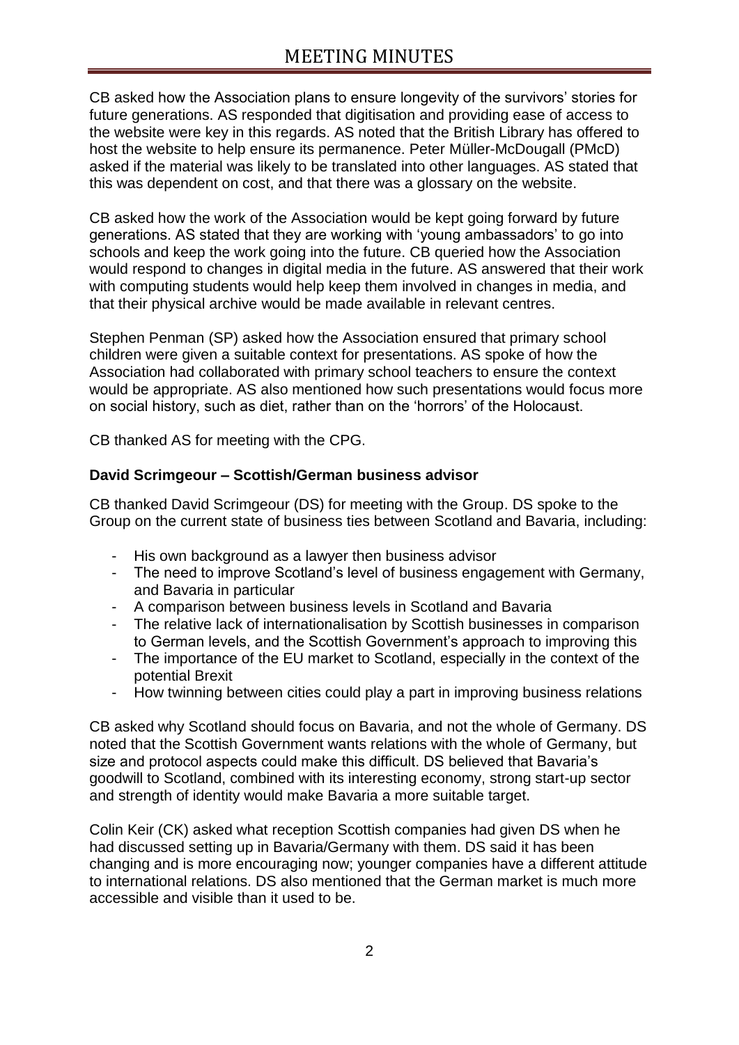CB asked how the Association plans to ensure longevity of the survivors' stories for future generations. AS responded that digitisation and providing ease of access to the website were key in this regards. AS noted that the British Library has offered to host the website to help ensure its permanence. Peter Müller-McDougall (PMcD) asked if the material was likely to be translated into other languages. AS stated that this was dependent on cost, and that there was a glossary on the website.

CB asked how the work of the Association would be kept going forward by future generations. AS stated that they are working with 'young ambassadors' to go into schools and keep the work going into the future. CB queried how the Association would respond to changes in digital media in the future. AS answered that their work with computing students would help keep them involved in changes in media, and that their physical archive would be made available in relevant centres.

Stephen Penman (SP) asked how the Association ensured that primary school children were given a suitable context for presentations. AS spoke of how the Association had collaborated with primary school teachers to ensure the context would be appropriate. AS also mentioned how such presentations would focus more on social history, such as diet, rather than on the 'horrors' of the Holocaust.

CB thanked AS for meeting with the CPG.

**David Scrimgeour – Scottish/German business advisor**

CB thanked David Scrimgeour (DS) for meeting with the Group. DS spoke to the Group on the current state of business ties between Scotland and Bavaria, including:

- His own background as a lawyer then business advisor
- The need to improve Scotland's level of business engagement with Germany, and Bavaria in particular
- A comparison between business levels in Scotland and Bavaria
- The relative lack of internationalisation by Scottish businesses in comparison to German levels, and the Scottish Government's approach to improving this
- The importance of the EU market to Scotland, especially in the context of the potential Brexit
- How twinning between cities could play a part in improving business relations

CB asked why Scotland should focus on Bavaria, and not the whole of Germany. DS noted that the Scottish Government wants relations with the whole of Germany, but size and protocol aspects could make this difficult. DS believed that Bavaria's goodwill to Scotland, combined with its interesting economy, strong start-up sector and strength of identity would make Bavaria a more suitable target.

Colin Keir (CK) asked what reception Scottish companies had given DS when he had discussed setting up in Bavaria/Germany with them. DS said it has been changing and is more encouraging now; younger companies have a different attitude to international relations. DS also mentioned that the German market is much more accessible and visible than it used to be.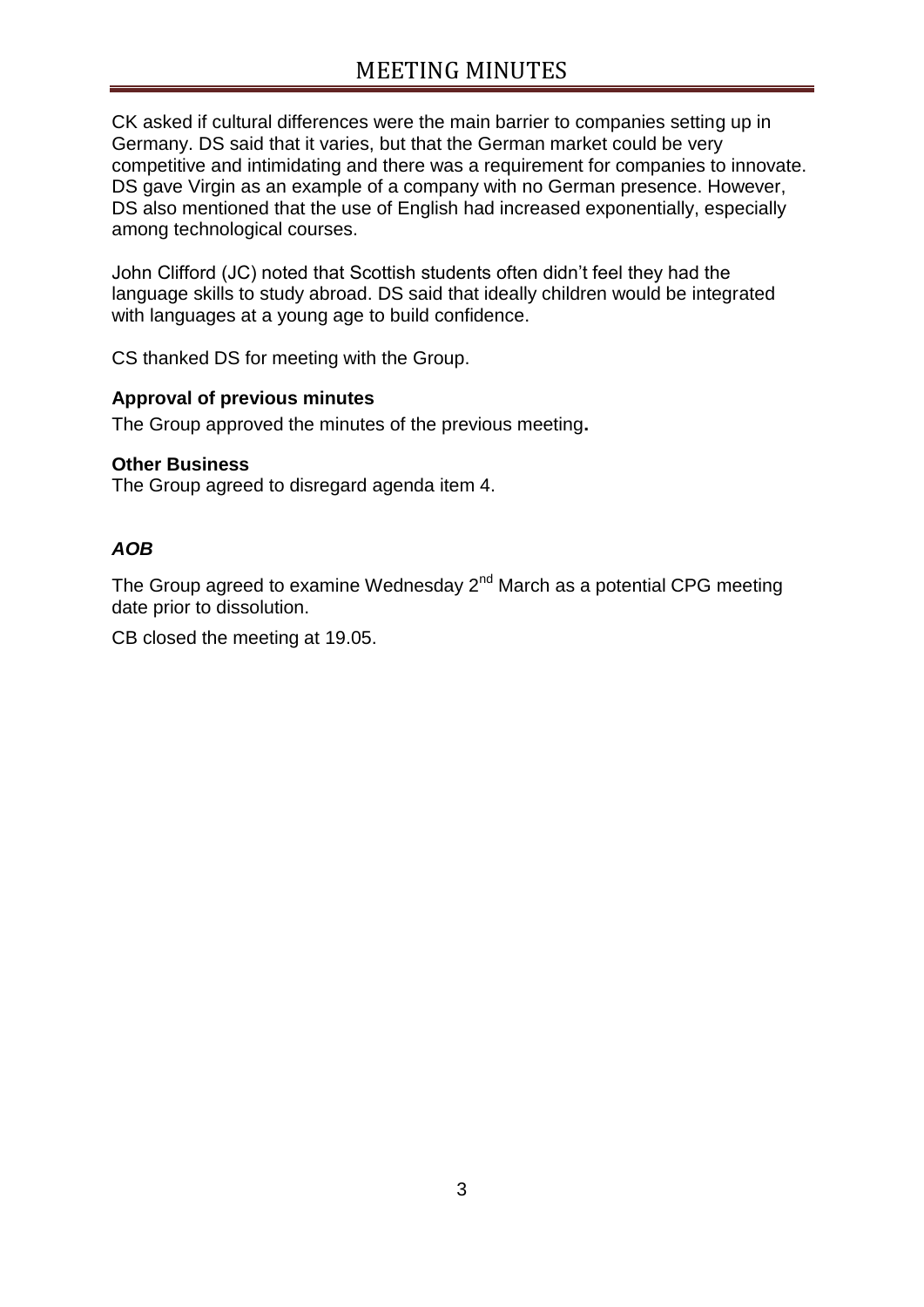CK asked if cultural differences were the main barrier to companies setting up in Germany. DS said that it varies, but that the German market could be very competitive and intimidating and there was a requirement for companies to innovate. DS gave Virgin as an example of a company with no German presence. However, DS also mentioned that the use of English had increased exponentially, especially among technological courses.

John Clifford (JC) noted that Scottish students often didn't feel they had the language skills to study abroad. DS said that ideally children would be integrated with languages at a young age to build confidence.

CS thanked DS for meeting with the Group.

**Approval of previous minutes**

The Group approved the minutes of the previous meeting**.**

**Other Business**

The Group agreed to disregard agenda item 4.

***AOB***

The Group agreed to examine Wednesday 2nd March as a potential CPG meeting date prior to dissolution.

CB closed the meeting at 19.05.